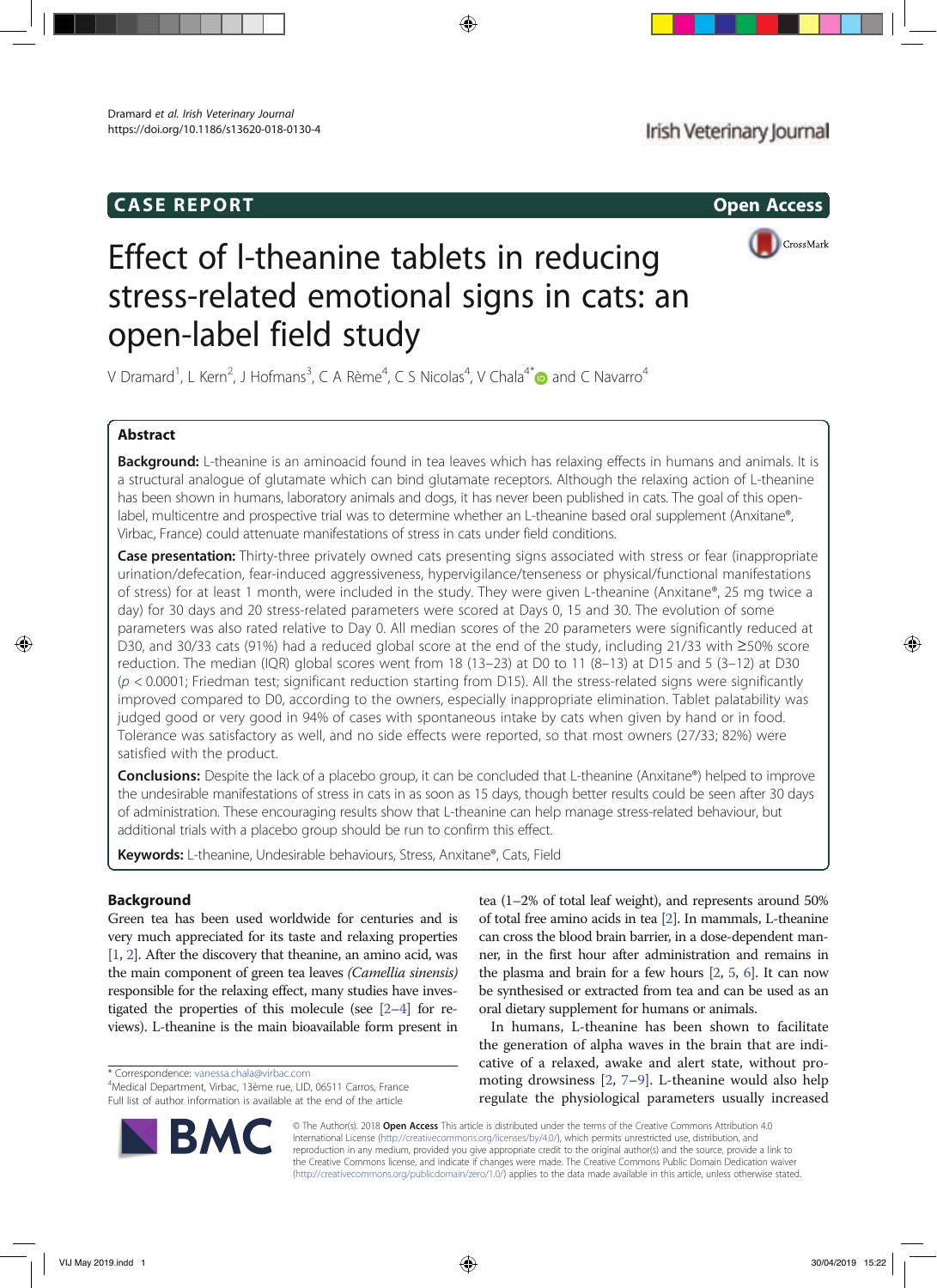CASE REPORT

Open Access

# Effect of l-theanine tablets in reducing stress-related emotional signs in cats: an open-label field study

V Dramard[1], L Kern[2], J Hofmans[3], C A Rème[4], C S Nicolas[4], V Chala[4*] and C Navarro[4]

## Abstract

**Background:** L-theanine is an aminoacid found in tea leaves which has relaxing effects in humans and animals. It is a structural analogue of glutamate which can bind glutamate receptors. Although the relaxing action of L-theanine has been shown in humans, laboratory animals and dogs, it has never been published in cats. The goal of this open-label, multicentre and prospective trial was to determine whether an L-theanine based oral supplement (Anxitane®, Virbac, France) could attenuate manifestations of stress in cats under field conditions.

**Case presentation:** Thirty-three privately owned cats presenting signs associated with stress or fear (inappropriate urination/defecation, fear-induced aggressiveness, hypervigilance/tenseness or physical/functional manifestations of stress) for at least 1 month, were included in the study. They were given L-theanine (Anxitane®, 25 mg twice a day) for 30 days and 20 stress-related parameters were scored at Days 0, 15 and 30. The evolution of some parameters was also rated relative to Day 0. All median scores of the 20 parameters were significantly reduced at D30, and 30/33 cats (91%) had a reduced global score at the end of the study, including 21/33 with ≥50% score reduction. The median (IQR) global scores went from 18 (13–23) at D0 to 11 (8–13) at D15 and 5 (3–12) at D30 ($p < 0.0001$; Friedman test; significant reduction starting from D15). All the stress-related signs were significantly improved compared to D0, according to the owners, especially inappropriate elimination. Tablet palatability was judged good or very good in 94% of cases with spontaneous intake by cats when given by hand or in food. Tolerance was satisfactory as well, and no side effects were reported, so that most owners (27/33; 82%) were satisfied with the product.

**Conclusions:** Despite the lack of a placebo group, it can be concluded that L-theanine (Anxitane®) helped to improve the undesirable manifestations of stress in cats in as soon as 15 days, though better results could be seen after 30 days of administration. These encouraging results show that L-theanine can help manage stress-related behaviour, but additional trials with a placebo group should be run to confirm this effect.

**Keywords:** L-theanine, Undesirable behaviours, Stress, Anxitane®, Cats, Field

## Background

Green tea has been used worldwide for centuries and is very much appreciated for its taste and relaxing properties [1, 2]. After the discovery that theanine, an amino acid, was the main component of green tea leaves *(Camellia sinensis)* responsible for the relaxing effect, many studies have investigated the properties of this molecule (see [2–4] for reviews). L-theanine is the main bioavailable form present in tea (1–2% of total leaf weight), and represents around 50% of total free amino acids in tea [2]. In mammals, L-theanine can cross the blood brain barrier, in a dose-dependent manner, in the first hour after administration and remains in the plasma and brain for a few hours [2, 5, 6]. It can now be synthesised or extracted from tea and can be used as an oral dietary supplement for humans or animals.

In humans, L-theanine has been shown to facilitate the generation of alpha waves in the brain that are indicative of a relaxed, awake and alert state, without promoting drowsiness [2, 7–9]. L-theanine would also help regulate the physiological parameters usually increased

\* Correspondence: vanessa.chala@virbac.com
[4]Medical Department, Virbac, 13ème rue, LID, 06511 Carros, France
Full list of author information is available at the end of the article

© The Author(s). 2018 **Open Access** This article is distributed under the terms of the Creative Commons Attribution 4.0 International License (http://creativecommons.org/licenses/by/4.0/), which permits unrestricted use, distribution, and reproduction in any medium, provided you give appropriate credit to the original author(s) and the source, provide a link to the Creative Commons license, and indicate if changes were made. The Creative Commons Public Domain Dedication waiver (http://creativecommons.org/publicdomain/zero/1.0/) applies to the data made available in this article, unless otherwise stated.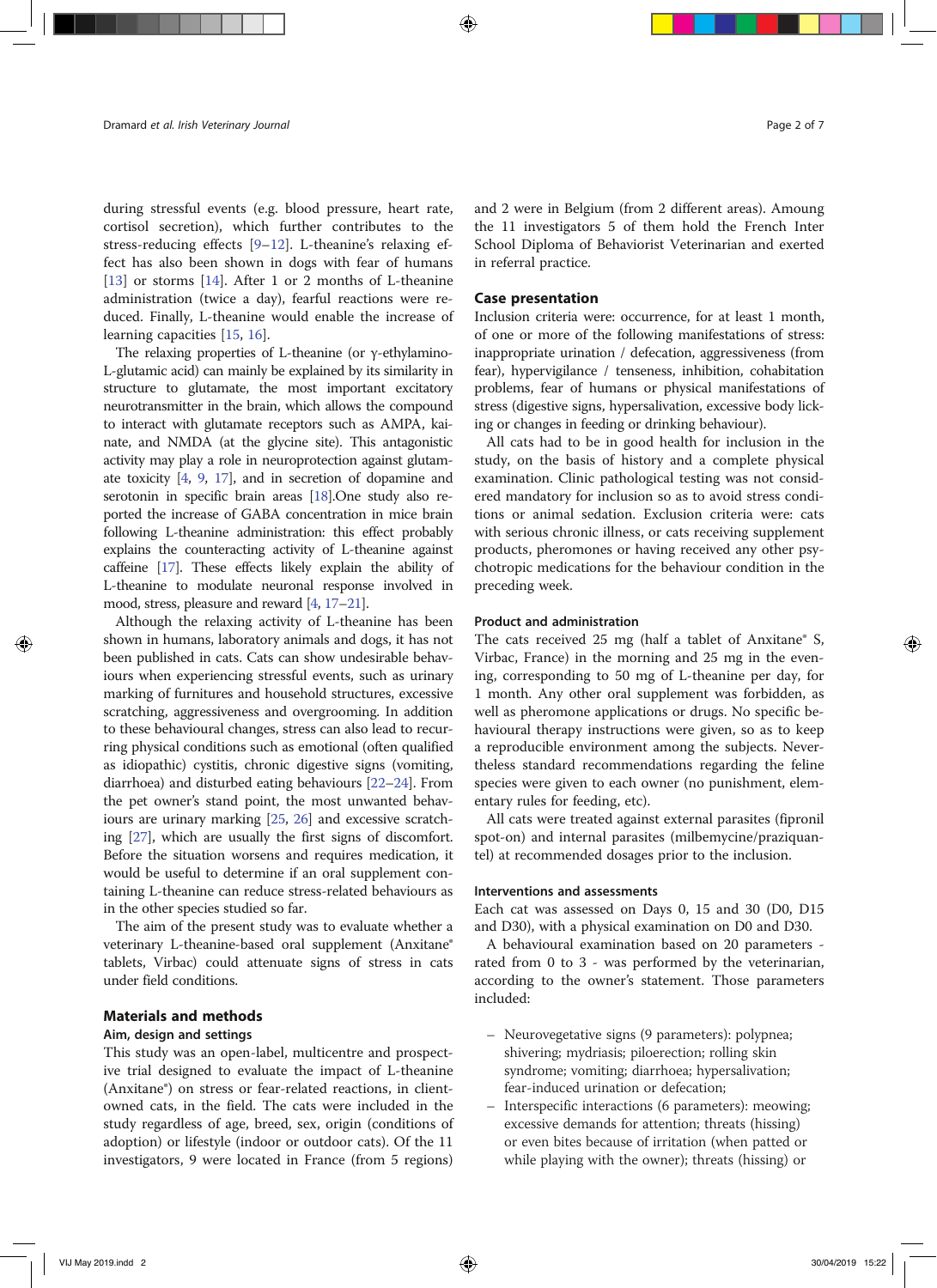during stressful events (e.g. blood pressure, heart rate, cortisol secretion), which further contributes to the stress-reducing effects [9–12]. L-theanine's relaxing effect has also been shown in dogs with fear of humans [13] or storms [14]. After 1 or 2 months of L-theanine administration (twice a day), fearful reactions were reduced. Finally, L-theanine would enable the increase of learning capacities [15, 16].

The relaxing properties of L-theanine (or γ-ethylamino-L-glutamic acid) can mainly be explained by its similarity in structure to glutamate, the most important excitatory neurotransmitter in the brain, which allows the compound to interact with glutamate receptors such as AMPA, kainate, and NMDA (at the glycine site). This antagonistic activity may play a role in neuroprotection against glutamate toxicity [4, 9, 17], and in secretion of dopamine and serotonin in specific brain areas [18].One study also reported the increase of GABA concentration in mice brain following L-theanine administration: this effect probably explains the counteracting activity of L-theanine against caffeine [17]. These effects likely explain the ability of L-theanine to modulate neuronal response involved in mood, stress, pleasure and reward [4, 17–21].

Although the relaxing activity of L-theanine has been shown in humans, laboratory animals and dogs, it has not been published in cats. Cats can show undesirable behaviours when experiencing stressful events, such as urinary marking of furnitures and household structures, excessive scratching, aggressiveness and overgrooming. In addition to these behavioural changes, stress can also lead to recurring physical conditions such as emotional (often qualified as idiopathic) cystitis, chronic digestive signs (vomiting, diarrhoea) and disturbed eating behaviours [22–24]. From the pet owner's stand point, the most unwanted behaviours are urinary marking [25, 26] and excessive scratching [27], which are usually the first signs of discomfort. Before the situation worsens and requires medication, it would be useful to determine if an oral supplement containing L-theanine can reduce stress-related behaviours as in the other species studied so far.

The aim of the present study was to evaluate whether a veterinary L-theanine-based oral supplement (Anxitane® tablets, Virbac) could attenuate signs of stress in cats under field conditions.

## Materials and methods

### Aim, design and settings

This study was an open-label, multicentre and prospective trial designed to evaluate the impact of L-theanine (Anxitane®) on stress or fear-related reactions, in client-owned cats, in the field. The cats were included in the study regardless of age, breed, sex, origin (conditions of adoption) or lifestyle (indoor or outdoor cats). Of the 11 investigators, 9 were located in France (from 5 regions) and 2 were in Belgium (from 2 different areas). Amoung the 11 investigators 5 of them hold the French Inter School Diploma of Behaviorist Veterinarian and exerted in referral practice.

## Case presentation

Inclusion criteria were: occurrence, for at least 1 month, of one or more of the following manifestations of stress: inappropriate urination / defecation, aggressiveness (from fear), hypervigilance / tenseness, inhibition, cohabitation problems, fear of humans or physical manifestations of stress (digestive signs, hypersalivation, excessive body licking or changes in feeding or drinking behaviour).

All cats had to be in good health for inclusion in the study, on the basis of history and a complete physical examination. Clinic pathological testing was not considered mandatory for inclusion so as to avoid stress conditions or animal sedation. Exclusion criteria were: cats with serious chronic illness, or cats receiving supplement products, pheromones or having received any other psychotropic medications for the behaviour condition in the preceding week.

### Product and administration

The cats received 25 mg (half a tablet of Anxitane® S, Virbac, France) in the morning and 25 mg in the evening, corresponding to 50 mg of L-theanine per day, for 1 month. Any other oral supplement was forbidden, as well as pheromone applications or drugs. No specific behavioural therapy instructions were given, so as to keep a reproducible environment among the subjects. Nevertheless standard recommendations regarding the feline species were given to each owner (no punishment, elementary rules for feeding, etc).

All cats were treated against external parasites (fipronil spot-on) and internal parasites (milbemycine/praziquantel) at recommended dosages prior to the inclusion.

### Interventions and assessments

Each cat was assessed on Days 0, 15 and 30 (D0, D15 and D30), with a physical examination on D0 and D30.

A behavioural examination based on 20 parameters - rated from 0 to 3 - was performed by the veterinarian, according to the owner's statement. Those parameters included:

- Neurovegetative signs (9 parameters): polypnea; shivering; mydriasis; piloerection; rolling skin syndrome; vomiting; diarrhoea; hypersalivation; fear-induced urination or defecation;
- Interspecific interactions (6 parameters): meowing; excessive demands for attention; threats (hissing) or even bites because of irritation (when patted or while playing with the owner); threats (hissing) or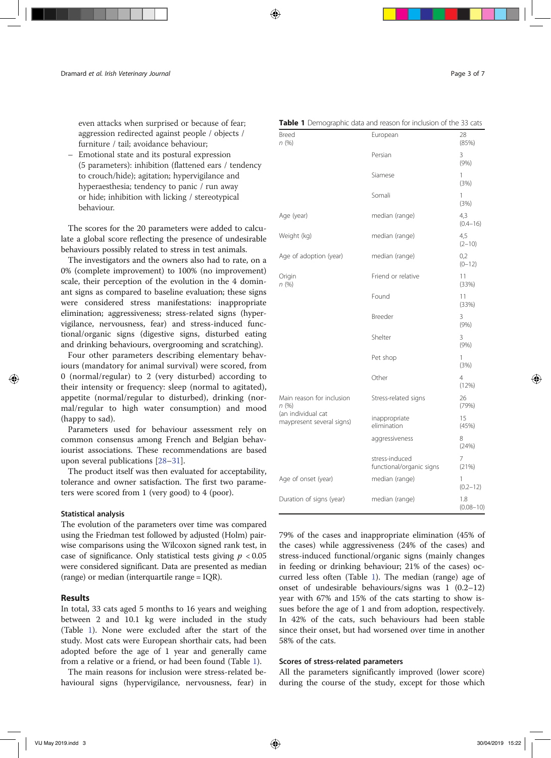even attacks when surprised or because of fear; aggression redirected against people / objects / furniture / tail; avoidance behaviour;

- Emotional state and its postural expression (5 parameters): inhibition (flattened ears / tendency to crouch/hide); agitation; hypervigilance and hyperaesthesia; tendency to panic / run away or hide; inhibition with licking / stereotypical behaviour.

The scores for the 20 parameters were added to calculate a global score reflecting the presence of undesirable behaviours possibly related to stress in test animals.

The investigators and the owners also had to rate, on a 0% (complete improvement) to 100% (no improvement) scale, their perception of the evolution in the 4 dominant signs as compared to baseline evaluation; these signs were considered stress manifestations: inappropriate elimination; aggressiveness; stress-related signs (hypervigilance, nervousness, fear) and stress-induced functional/organic signs (digestive signs, disturbed eating and drinking behaviours, overgrooming and scratching).

Four other parameters describing elementary behaviours (mandatory for animal survival) were scored, from 0 (normal/regular) to 2 (very disturbed) according to their intensity or frequency: sleep (normal to agitated), appetite (normal/regular to disturbed), drinking (normal/regular to high water consumption) and mood (happy to sad).

Parameters used for behaviour assessment rely on common consensus among French and Belgian behaviourist associations. These recommendations are based upon several publications [28–31].

The product itself was then evaluated for acceptability, tolerance and owner satisfaction. The first two parameters were scored from 1 (very good) to 4 (poor).

### Statistical analysis

The evolution of the parameters over time was compared using the Friedman test followed by adjusted (Holm) pairwise comparisons using the Wilcoxon signed rank test, in case of significance. Only statistical tests giving $p < 0.05$ were considered significant. Data are presented as median (range) or median (interquartile range = IQR).

## Results

In total, 33 cats aged 5 months to 16 years and weighing between 2 and 10.1 kg were included in the study (Table 1). None were excluded after the start of the study. Most cats were European shorthair cats, had been adopted before the age of 1 year and generally came from a relative or a friend, or had been found (Table 1).

The main reasons for inclusion were stress-related behavioural signs (hypervigilance, nervousness, fear) in 79% of the cases and inappropriate elimination (45% of the cases) while aggressiveness (24% of the cases) and stress-induced functional/organic signs (mainly changes in feeding or drinking behaviour; 21% of the cases) occurred less often (Table 1). The median (range) age of onset of undesirable behaviours/signs was 1 (0.2–12) year with 67% and 15% of the cats starting to show issues before the age of 1 and from adoption, respectively. In 42% of the cats, such behaviours had been stable since their onset, but had worsened over time in another 58% of the cats.

**Table 1** Demographic data and reason for inclusion of the 33 cats

| | | |
|---|---|---|
| Breed *n* (%) | European | 28 (85%) |
| | Persian | 3 (9%) |
| | Siamese | 1 (3%) |
| | Somali | 1 (3%) |
| Age (year) | median (range) | 4,3 (0.4–16) |
| Weight (kg) | median (range) | 4,5 (2–10) |
| Age of adoption (year) | median (range) | 0,2 (0–12) |
| Origin *n* (%) | Friend or relative | 11 (33%) |
| | Found | 11 (33%) |
| | Breeder | 3 (9%) |
| | Shelter | 3 (9%) |
| | Pet shop | 1 (3%) |
| | Other | 4 (12%) |
| Main reason for inclusion *n* (%) (an individual cat maypresent several signs) | Stress-related signs | 26 (79%) |
| | inappropriate elimination | 15 (45%) |
| | aggressiveness | 8 (24%) |
| | stress-induced functional/organic signs | 7 (21%) |
| Age of onset (year) | median (range) | 1 (0.2–12) |
| Duration of signs (year) | median (range) | 1.8 (0.08–10) |

### Scores of stress-related parameters

All the parameters significantly improved (lower score) during the course of the study, except for those which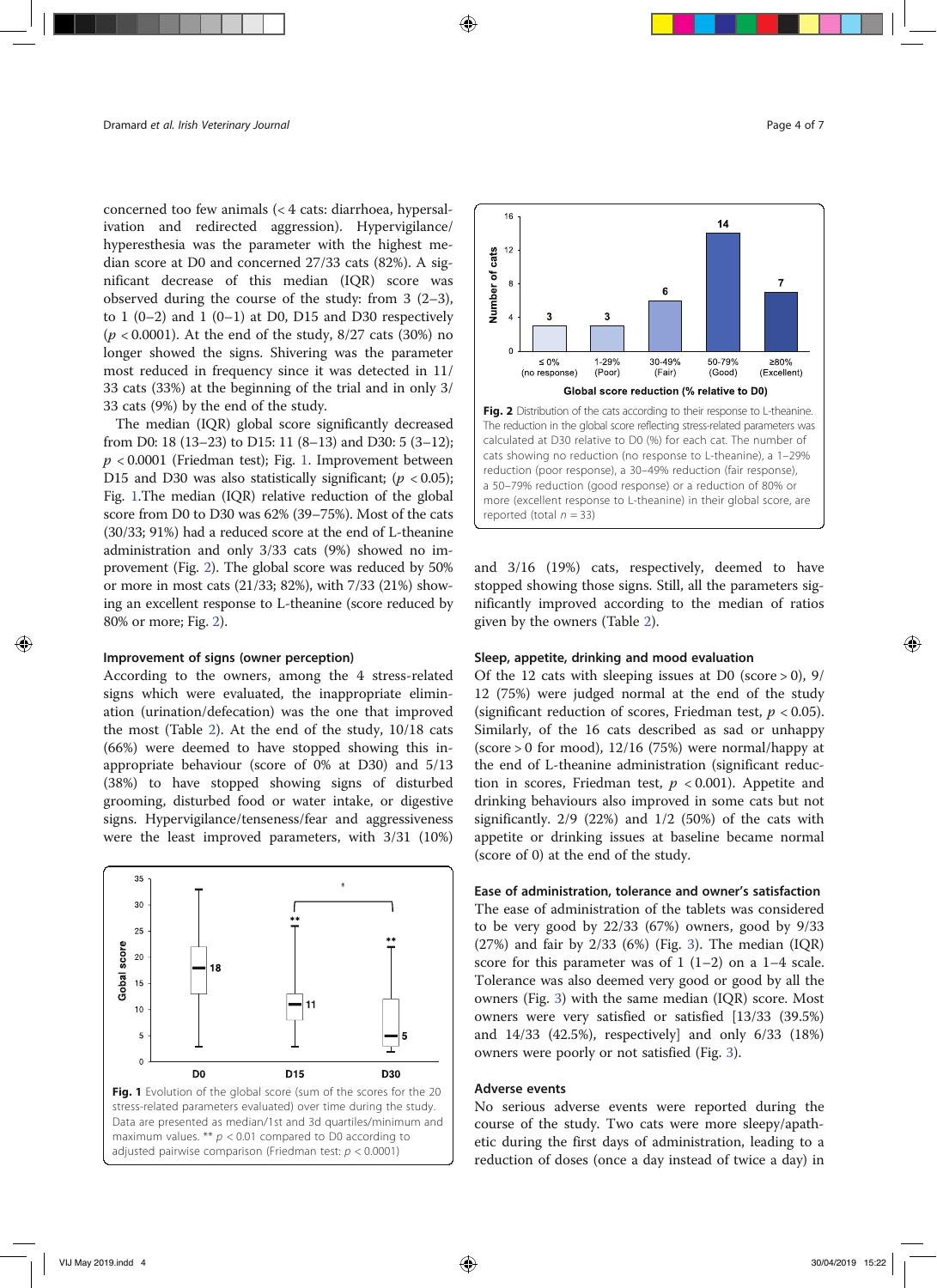concerned too few animals (< 4 cats: diarrhoea, hypersalivation and redirected aggression). Hypervigilance/hyperesthesia was the parameter with the highest median score at D0 and concerned 27/33 cats (82%). A significant decrease of this median (IQR) score was observed during the course of the study: from 3 (2–3), to 1 (0–2) and 1 (0–1) at D0, D15 and D30 respectively ($p < 0.0001$). At the end of the study, 8/27 cats (30%) no longer showed the signs. Shivering was the parameter most reduced in frequency since it was detected in 11/33 cats (33%) at the beginning of the trial and in only 3/33 cats (9%) by the end of the study.

The median (IQR) global score significantly decreased from D0: 18 (13–23) to D15: 11 (8–13) and D30: 5 (3–12); $p < 0.0001$ (Friedman test); Fig. 1. Improvement between D15 and D30 was also statistically significant; ($p < 0.05$); Fig. 1.The median (IQR) relative reduction of the global score from D0 to D30 was 62% (39–75%). Most of the cats (30/33; 91%) had a reduced score at the end of L-theanine administration and only 3/33 cats (9%) showed no improvement (Fig. 2). The global score was reduced by 50% or more in most cats (21/33; 82%), with 7/33 (21%) showing an excellent response to L-theanine (score reduced by 80% or more; Fig. 2).

**Fig. 1** Evolution of the global score (sum of the scores for the 20 stress-related parameters evaluated) over time during the study. Data are presented as median/1st and 3d quartiles/minimum and maximum values. ** $p < 0.01$ compared to D0 according to adjusted pairwise comparison (Friedman test: $p < 0.0001$)

**Fig. 2** Distribution of the cats according to their response to L-theanine. The reduction in the global score reflecting stress-related parameters was calculated at D30 relative to D0 (%) for each cat. The number of cats showing no reduction (no response to L-theanine), a 1–29% reduction (poor response), a 30–49% reduction (fair response), a 50–79% reduction (good response) or a reduction of 80% or more (excellent response to L-theanine) in their global score, are reported (total $n = 33$)

### Improvement of signs (owner perception)

According to the owners, among the 4 stress-related signs which were evaluated, the inappropriate elimination (urination/defecation) was the one that improved the most (Table 2). At the end of the study, 10/18 cats (66%) were deemed to have stopped showing this inappropriate behaviour (score of 0% at D30) and 5/13 (38%) to have stopped showing signs of disturbed grooming, disturbed food or water intake, or digestive signs. Hypervigilance/tenseness/fear and aggressiveness were the least improved parameters, with 3/31 (10%) and 3/16 (19%) cats, respectively, deemed to have stopped showing those signs. Still, all the parameters significantly improved according to the median of ratios given by the owners (Table 2).

### Sleep, appetite, drinking and mood evaluation

Of the 12 cats with sleeping issues at D0 (score > 0), 9/12 (75%) were judged normal at the end of the study (significant reduction of scores, Friedman test, $p < 0.05$). Similarly, of the 16 cats described as sad or unhappy (score > 0 for mood), 12/16 (75%) were normal/happy at the end of L-theanine administration (significant reduction in scores, Friedman test, $p < 0.001$). Appetite and drinking behaviours also improved in some cats but not significantly. 2/9 (22%) and 1/2 (50%) of the cats with appetite or drinking issues at baseline became normal (score of 0) at the end of the study.

### Ease of administration, tolerance and owner's satisfaction

The ease of administration of the tablets was considered to be very good by 22/33 (67%) owners, good by 9/33 (27%) and fair by 2/33 (6%) (Fig. 3). The median (IQR) score for this parameter was of 1 (1–2) on a 1–4 scale. Tolerance was also deemed very good or good by all the owners (Fig. 3) with the same median (IQR) score. Most owners were very satisfied or satisfied [13/33 (39.5%) and 14/33 (42.5%), respectively] and only 6/33 (18%) owners were poorly or not satisfied (Fig. 3).

### Adverse events

No serious adverse events were reported during the course of the study. Two cats were more sleepy/apathetic during the first days of administration, leading to a reduction of doses (once a day instead of twice a day) in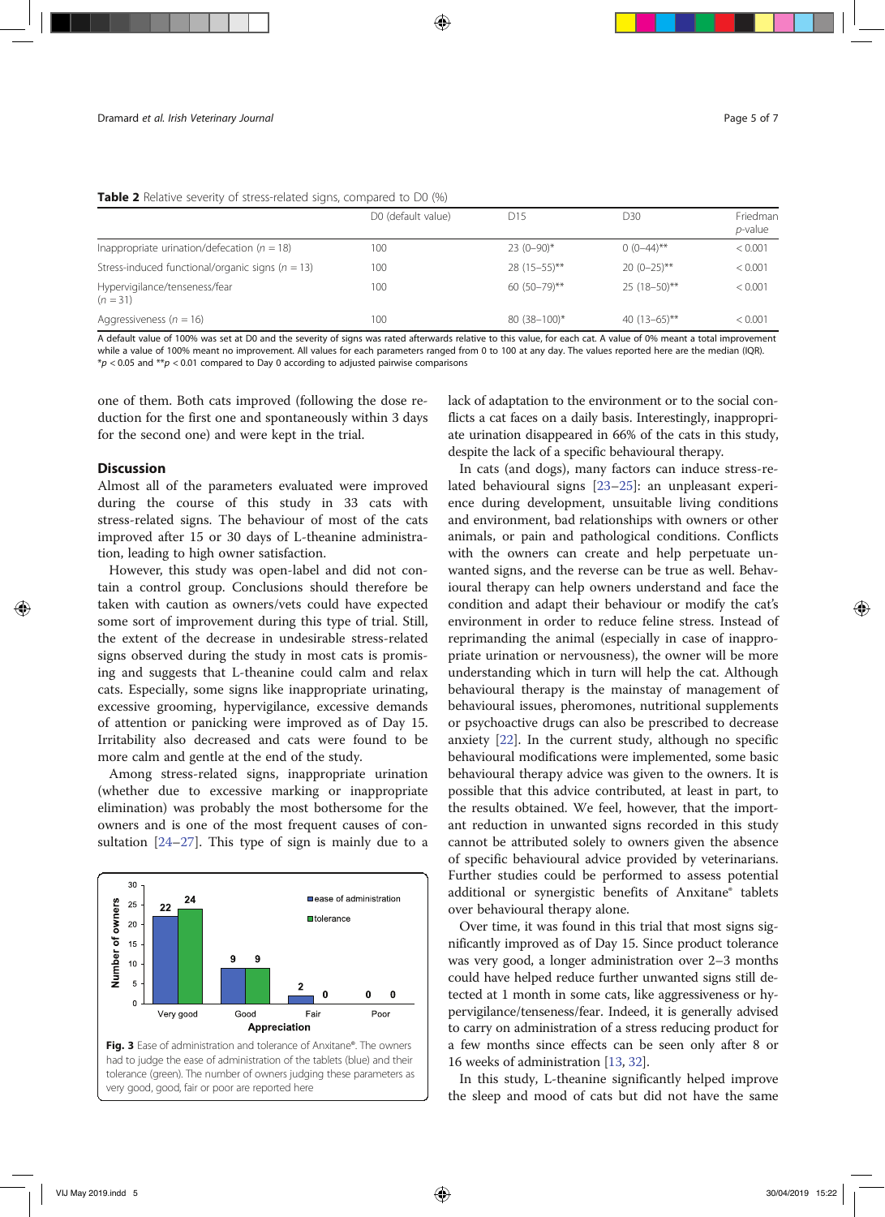**Table 2** Relative severity of stress-related signs, compared to D0 (%)

| | D0 (default value) | D15 | D30 | Friedman *p*-value |
|---|---|---|---|---|
| Inappropriate urination/defecation ($n = 18$) | 100 | 23 (0–90)* | 0 (0–44)** | < 0.001 |
| Stress-induced functional/organic signs ($n = 13$) | 100 | 28 (15–55)** | 20 (0–25)** | < 0.001 |
| Hypervigilance/tenseness/fear ($n = 31$) | 100 | 60 (50–79)** | 25 (18–50)** | < 0.001 |
| Aggressiveness ($n = 16$) | 100 | 80 (38–100)* | 40 (13–65)** | < 0.001 |

A default value of 100% was set at D0 and the severity of signs was rated afterwards relative to this value, for each cat. A value of 0% meant a total improvement while a value of 100% meant no improvement. All values for each parameters ranged from 0 to 100 at any day. The values reported here are the median (IQR). $^{*}p < 0.05$ and $^{**}p < 0.01$ compared to Day 0 according to adjusted pairwise comparisons

one of them. Both cats improved (following the dose reduction for the first one and spontaneously within 3 days for the second one) and were kept in the trial.

## Discussion

Almost all of the parameters evaluated were improved during the course of this study in 33 cats with stress-related signs. The behaviour of most of the cats improved after 15 or 30 days of L-theanine administration, leading to high owner satisfaction.

However, this study was open-label and did not contain a control group. Conclusions should therefore be taken with caution as owners/vets could have expected some sort of improvement during this type of trial. Still, the extent of the decrease in undesirable stress-related signs observed during the study in most cats is promising and suggests that L-theanine could calm and relax cats. Especially, some signs like inappropriate urinating, excessive grooming, hypervigilance, excessive demands of attention or panicking were improved as of Day 15. Irritability also decreased and cats were found to be more calm and gentle at the end of the study.

Among stress-related signs, inappropriate urination (whether due to excessive marking or inappropriate elimination) was probably the most bothersome for the owners and is one of the most frequent causes of consultation [24–27]. This type of sign is mainly due to a lack of adaptation to the environment or to the social conflicts a cat faces on a daily basis. Interestingly, inappropriate urination disappeared in 66% of the cats in this study, despite the lack of a specific behavioural therapy.

In cats (and dogs), many factors can induce stress-related behavioural signs [23–25]: an unpleasant experience during development, unsuitable living conditions and environment, bad relationships with owners or other animals, or pain and pathological conditions. Conflicts with the owners can create and help perpetuate unwanted signs, and the reverse can be true as well. Behavioural therapy can help owners understand and face the condition and adapt their behaviour or modify the cat's environment in order to reduce feline stress. Instead of reprimanding the animal (especially in case of inappropriate urination or nervousness), the owner will be more understanding which in turn will help the cat. Although behavioural therapy is the mainstay of management of behavioural issues, pheromones, nutritional supplements or psychoactive drugs can also be prescribed to decrease anxiety [22]. In the current study, although no specific behavioural modifications were implemented, some basic behavioural therapy advice was given to the owners. It is possible that this advice contributed, at least in part, to the results obtained. We feel, however, that the important reduction in unwanted signs recorded in this study cannot be attributed solely to owners given the absence of specific behavioural advice provided by veterinarians. Further studies could be performed to assess potential additional or synergistic benefits of Anxitane® tablets over behavioural therapy alone.

Over time, it was found in this trial that most signs significantly improved as of Day 15. Since product tolerance was very good, a longer administration over 2–3 months could have helped reduce further unwanted signs still detected at 1 month in some cats, like aggressiveness or hypervigilance/tenseness/fear. Indeed, it is generally advised to carry on administration of a stress reducing product for a few months since effects can be seen only after 8 or 16 weeks of administration [13, 32].

In this study, L-theanine significantly helped improve the sleep and mood of cats but did not have the same

| Appreciation | Ease of administration | Tolerance |
|---|---|---|
| Very good | 22 | 24 |
| Good | 9 | 9 |
| Fair | 2 | 0 |
| Poor | 0 | 0 |

**Fig. 3** Ease of administration and tolerance of Anxitane®. The owners had to judge the ease of administration of the tablets (blue) and their tolerance (green). The number of owners judging these parameters as very good, good, fair or poor are reported here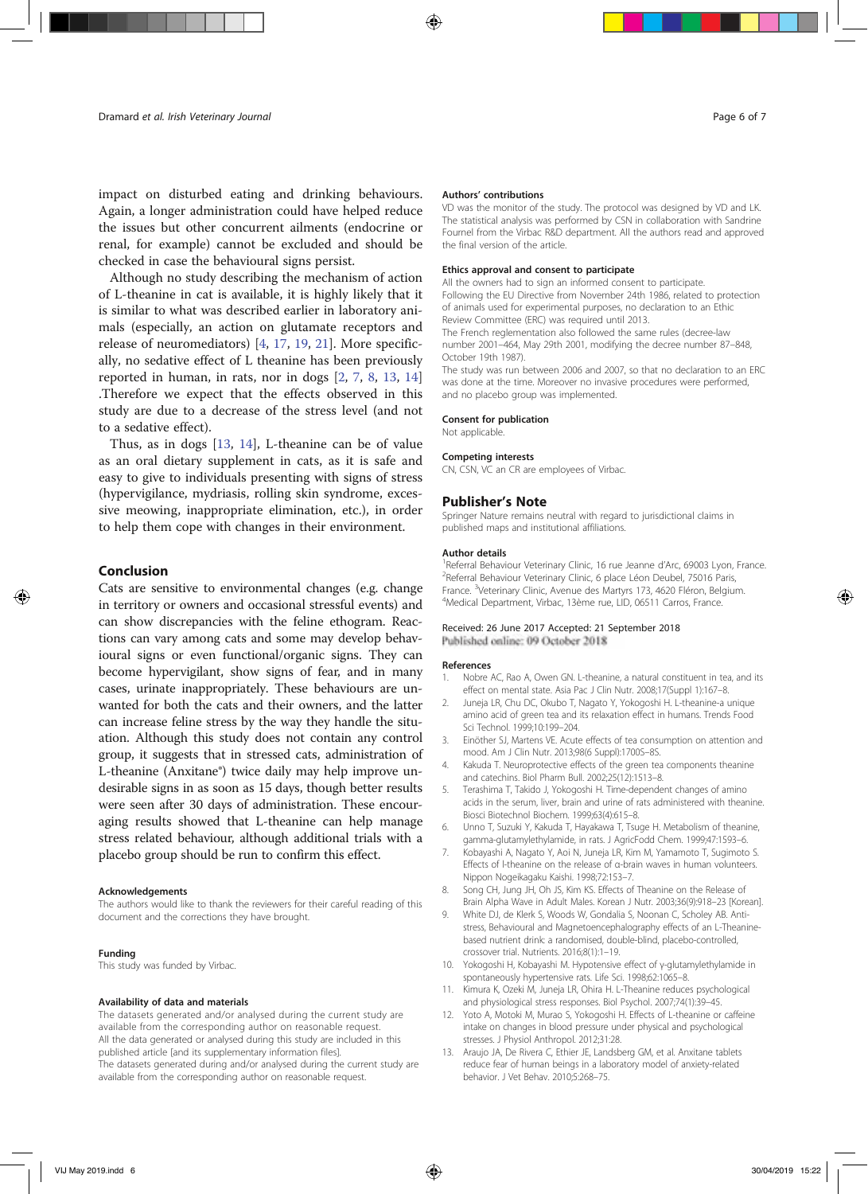impact on disturbed eating and drinking behaviours. Again, a longer administration could have helped reduce the issues but other concurrent ailments (endocrine or renal, for example) cannot be excluded and should be checked in case the behavioural signs persist.

Although no study describing the mechanism of action of L-theanine in cat is available, it is highly likely that it is similar to what was described earlier in laboratory animals (especially, an action on glutamate receptors and release of neuromediators) [4, 17, 19, 21]. More specifically, no sedative effect of L theanine has been previously reported in human, in rats, nor in dogs [2, 7, 8, 13, 14] .Therefore we expect that the effects observed in this study are due to a decrease of the stress level (and not to a sedative effect).

Thus, as in dogs [13, 14], L-theanine can be of value as an oral dietary supplement in cats, as it is safe and easy to give to individuals presenting with signs of stress (hypervigilance, mydriasis, rolling skin syndrome, excessive meowing, inappropriate elimination, etc.), in order to help them cope with changes in their environment.

## Conclusion

Cats are sensitive to environmental changes (e.g. change in territory or owners and occasional stressful events) and can show discrepancies with the feline ethogram. Reactions can vary among cats and some may develop behavioural signs or even functional/organic signs. They can become hypervigilant, show signs of fear, and in many cases, urinate inappropriately. These behaviours are unwanted for both the cats and their owners, and the latter can increase feline stress by the way they handle the situation. Although this study does not contain any control group, it suggests that in stressed cats, administration of L-theanine (Anxitane®) twice daily may help improve undesirable signs in as soon as 15 days, though better results were seen after 30 days of administration. These encouraging results showed that L-theanine can help manage stress related behaviour, although additional trials with a placebo group should be run to confirm this effect.

### Acknowledgements

The authors would like to thank the reviewers for their careful reading of this document and the corrections they have brought.

### Funding

This study was funded by Virbac.

### Availability of data and materials

The datasets generated and/or analysed during the current study are available from the corresponding author on reasonable request.
All the data generated or analysed during this study are included in this published article [and its supplementary information files].
The datasets generated during and/or analysed during the current study are available from the corresponding author on reasonable request.

### Authors' contributions

VD was the monitor of the study. The protocol was designed by VD and LK. The statistical analysis was performed by CSN in collaboration with Sandrine Fournel from the Virbac R&D department. All the authors read and approved the final version of the article.

### Ethics approval and consent to participate

All the owners had to sign an informed consent to participate.
Following the EU Directive from November 24th 1986, related to protection of animals used for experimental purposes, no declaration to an Ethic Review Committee (ERC) was required until 2013.
The French reglementation also followed the same rules (decree-law number 2001–464, May 29th 2001, modifying the decree number 87–848, October 19th 1987).
The study was run between 2006 and 2007, so that no declaration to an ERC was done at the time. Moreover no invasive procedures were performed, and no placebo group was implemented.

### Consent for publication

Not applicable.

### Competing interests

CN, CSN, VC an CR are employees of Virbac.

## Publisher's Note

Springer Nature remains neutral with regard to jurisdictional claims in published maps and institutional affiliations.

### Author details

[1]Referral Behaviour Veterinary Clinic, 16 rue Jeanne d'Arc, 69003 Lyon, France. [2]Referral Behaviour Veterinary Clinic, 6 place Léon Deubel, 75016 Paris, France. [3]Veterinary Clinic, Avenue des Martyrs 173, 4620 Fléron, Belgium. [4]Medical Department, Virbac, 13ème rue, LID, 06511 Carros, France.

Received: 26 June 2017 Accepted: 21 September 2018
Published online: 09 October 2018

### References

1. Nobre AC, Rao A, Owen GN. L-theanine, a natural constituent in tea, and its effect on mental state. Asia Pac J Clin Nutr. 2008;17(Suppl 1):167–8.
2. Juneja LR, Chu DC, Okubo T, Nagato Y, Yokogoshi H. L-theanine-a unique amino acid of green tea and its relaxation effect in humans. Trends Food Sci Technol. 1999;10:199–204.
3. Einöther SJ, Martens VE. Acute effects of tea consumption on attention and mood. Am J Clin Nutr. 2013;98(6 Suppl):1700S–8S.
4. Kakuda T. Neuroprotective effects of the green tea components theanine and catechins. Biol Pharm Bull. 2002;25(12):1513–8.
5. Terashima T, Takido J, Yokogoshi H. Time-dependent changes of amino acids in the serum, liver, brain and urine of rats administered with theanine. Biosci Biotechnol Biochem. 1999;63(4):615–8.
6. Unno T, Suzuki Y, Kakuda T, Hayakawa T, Tsuge H. Metabolism of theanine, gamma-glutamylethylamide, in rats. J AgricFodd Chem. 1999;47:1593–6.
7. Kobayashi A, Nagato Y, Aoi N, Juneja LR, Kim M, Yamamoto T, Sugimoto S. Effects of l-theanine on the release of α-brain waves in human volunteers. Nippon Nogeikagaku Kaishi. 1998;72:153–7.
8. Song CH, Jung JH, Oh JS, Kim KS. Effects of Theanine on the Release of Brain Alpha Wave in Adult Males. Korean J Nutr. 2003;36(9):918–23 [Korean].
9. White DJ, de Klerk S, Woods W, Gondalia S, Noonan C, Scholey AB. Anti-stress, Behavioural and Magnetoencephalography effects of an L-Theanine-based nutrient drink: a randomised, double-blind, placebo-controlled, crossover trial. Nutrients. 2016;8(1):1–19.
10. Yokogoshi H, Kobayashi M. Hypotensive effect of γ-glutamylethylamide in spontaneously hypertensive rats. Life Sci. 1998;62:1065–8.
11. Kimura K, Ozeki M, Juneja LR, Ohira H. L-Theanine reduces psychological and physiological stress responses. Biol Psychol. 2007;74(1):39–45.
12. Yoto A, Motoki M, Murao S, Yokogoshi H. Effects of L-theanine or caffeine intake on changes in blood pressure under physical and psychological stresses. J Physiol Anthropol. 2012;31:28.
13. Araujo JA, De Rivera C, Ethier JE, Landsberg GM, et al. Anxitane tablets reduce fear of human beings in a laboratory model of anxiety-related behavior. J Vet Behav. 2010;5:268–75.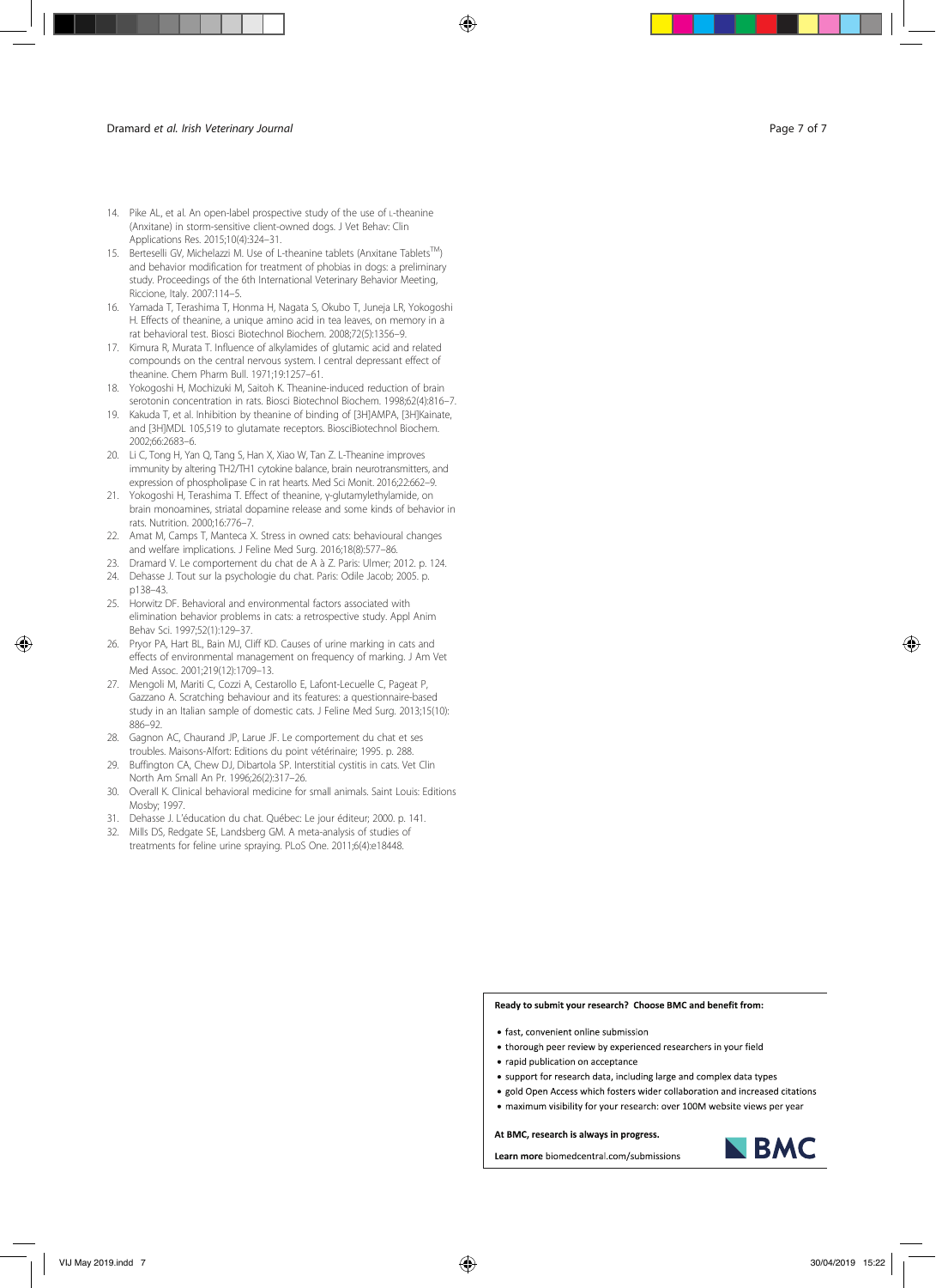14. Pike AL, et al. An open-label prospective study of the use of L-theanine (Anxitane) in storm-sensitive client-owned dogs. J Vet Behav: Clin Applications Res. 2015;10(4):324–31.
15. Berteselli GV, Michelazzi M. Use of L-theanine tablets (Anxitane Tablets[TM]) and behavior modification for treatment of phobias in dogs: a preliminary study. Proceedings of the 6th International Veterinary Behavior Meeting, Riccione, Italy. 2007:114–5.
16. Yamada T, Terashima T, Honma H, Nagata S, Okubo T, Juneja LR, Yokogoshi H. Effects of theanine, a unique amino acid in tea leaves, on memory in a rat behavioral test. Biosci Biotechnol Biochem. 2008;72(5):1356–9.
17. Kimura R, Murata T. Influence of alkylamides of glutamic acid and related compounds on the central nervous system. I central depressant effect of theanine. Chem Pharm Bull. 1971;19:1257–61.
18. Yokogoshi H, Mochizuki M, Saitoh K. Theanine-induced reduction of brain serotonin concentration in rats. Biosci Biotechnol Biochem. 1998;62(4):816–7.
19. Kakuda T, et al. Inhibition by theanine of binding of [3H]AMPA, [3H]Kainate, and [3H]MDL 105,519 to glutamate receptors. BiosciBiotechnol Biochem. 2002;66:2683–6.
20. Li C, Tong H, Yan Q, Tang S, Han X, Xiao W, Tan Z. L-Theanine improves immunity by altering TH2/TH1 cytokine balance, brain neurotransmitters, and expression of phospholipase C in rat hearts. Med Sci Monit. 2016;22:662–9.
21. Yokogoshi H, Terashima T. Effect of theanine, γ-glutamylethylamide, on brain monoamines, striatal dopamine release and some kinds of behavior in rats. Nutrition. 2000;16:776–7.
22. Amat M, Camps T, Manteca X. Stress in owned cats: behavioural changes and welfare implications. J Feline Med Surg. 2016;18(8):577–86.
23. Dramard V. Le comportement du chat de A à Z. Paris: Ulmer; 2012. p. 124.
24. Dehasse J. Tout sur la psychologie du chat. Paris: Odile Jacob; 2005. p. p138–43.
25. Horwitz DF. Behavioral and environmental factors associated with elimination behavior problems in cats: a retrospective study. Appl Anim Behav Sci. 1997;52(1):129–37.
26. Pryor PA, Hart BL, Bain MJ, Cliff KD. Causes of urine marking in cats and effects of environmental management on frequency of marking. J Am Vet Med Assoc. 2001;219(12):1709–13.
27. Mengoli M, Mariti C, Cozzi A, Cestarollo E, Lafont-Lecuelle C, Pageat P, Gazzano A. Scratching behaviour and its features: a questionnaire-based study in an Italian sample of domestic cats. J Feline Med Surg. 2013;15(10): 886–92.
28. Gagnon AC, Chaurand JP, Larue JF. Le comportement du chat et ses troubles. Maisons-Alfort: Editions du point vétérinaire; 1995. p. 288.
29. Buffington CA, Chew DJ, Dibartola SP. Interstitial cystitis in cats. Vet Clin North Am Small An Pr. 1996;26(2):317–26.
30. Overall K. Clinical behavioral medicine for small animals. Saint Louis: Editions Mosby; 1997.
31. Dehasse J. L'éducation du chat. Québec: Le jour éditeur; 2000. p. 141.
32. Mills DS, Redgate SE, Landsberg GM. A meta-analysis of studies of treatments for feline urine spraying. PLoS One. 2011;6(4):e18448.

**Ready to submit your research? Choose BMC and benefit from:**

- fast, convenient online submission
- thorough peer review by experienced researchers in your field
- rapid publication on acceptance
- support for research data, including large and complex data types
- gold Open Access which fosters wider collaboration and increased citations
- maximum visibility for your research: over 100M website views per year

**At BMC, research is always in progress.**

**Learn more** biomedcentral.com/submissions

BMC